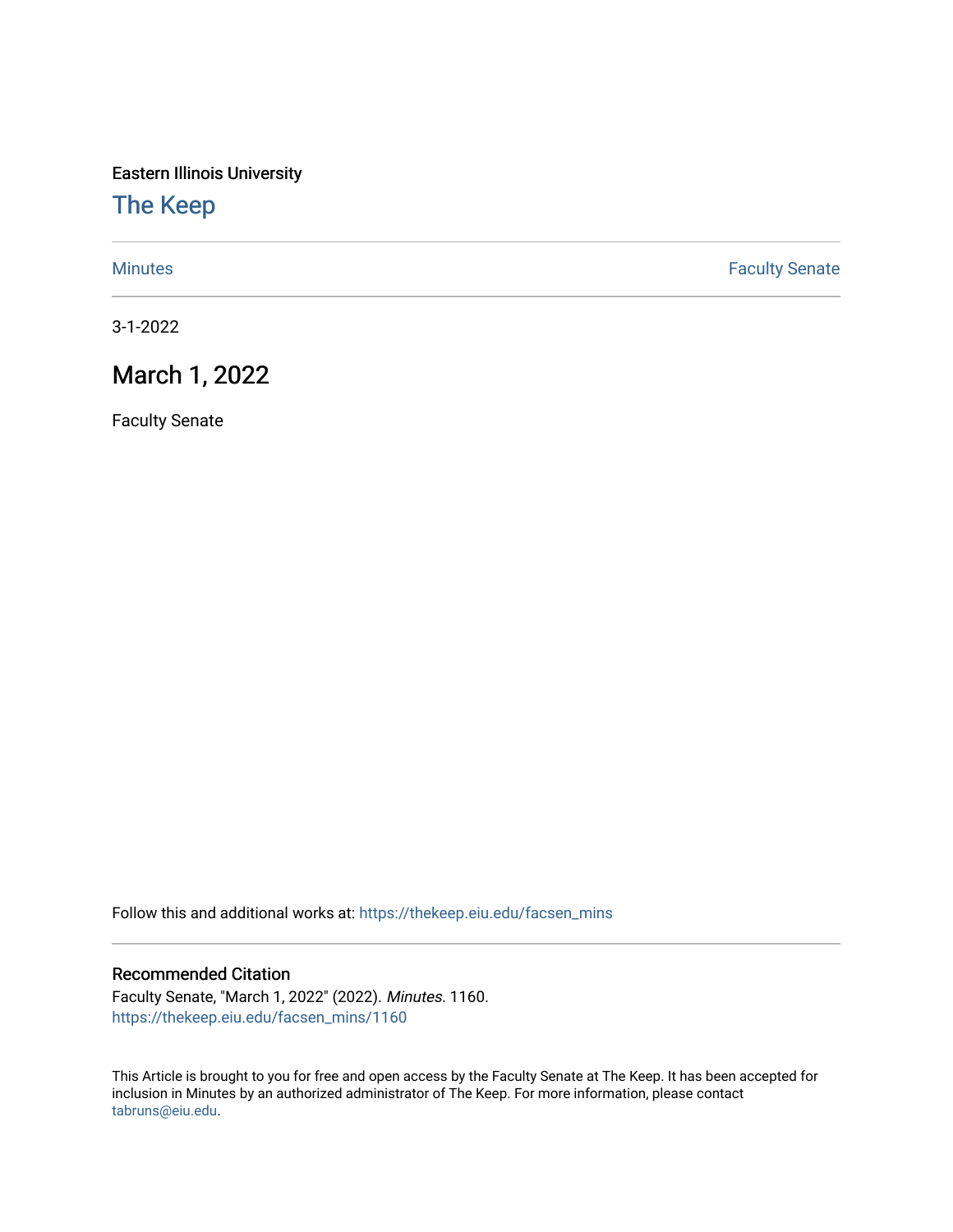Eastern Illinois University

# The Keep

Minutes | Faculty Senate

3-1-2022

## March 1, 2022

Faculty Senate

Follow this and additional works at: https://thekeep.eiu.edu/facsen_mins

### Recommended Citation

Faculty Senate, "March 1, 2022" (2022). *Minutes*. 1160.
https://thekeep.eiu.edu/facsen_mins/1160

This Article is brought to you for free and open access by the Faculty Senate at The Keep. It has been accepted for inclusion in Minutes by an authorized administrator of The Keep. For more information, please contact tabruns@eiu.edu.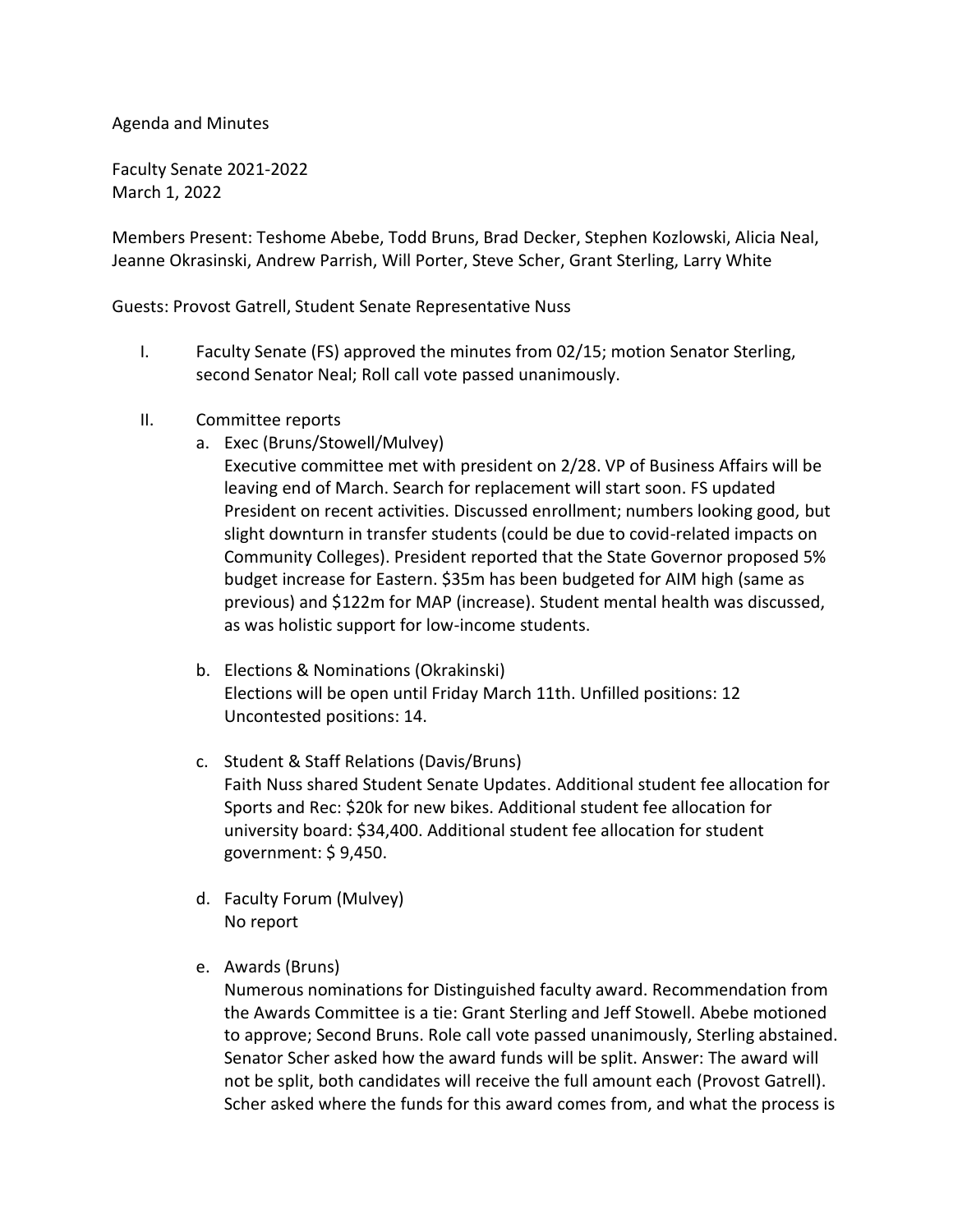Agenda and Minutes

Faculty Senate 2021-2022
March 1, 2022

Members Present: Teshome Abebe, Todd Bruns, Brad Decker, Stephen Kozlowski, Alicia Neal, Jeanne Okrasinski, Andrew Parrish, Will Porter, Steve Scher, Grant Sterling, Larry White

Guests: Provost Gatrell, Student Senate Representative Nuss

I. Faculty Senate (FS) approved the minutes from 02/15; motion Senator Sterling, second Senator Neal; Roll call vote passed unanimously.

II. Committee reports

   a. Exec (Bruns/Stowell/Mulvey)
   Executive committee met with president on 2/28. VP of Business Affairs will be leaving end of March. Search for replacement will start soon. FS updated President on recent activities. Discussed enrollment; numbers looking good, but slight downturn in transfer students (could be due to covid-related impacts on Community Colleges). President reported that the State Governor proposed 5% budget increase for Eastern. $35m has been budgeted for AIM high (same as previous) and $122m for MAP (increase). Student mental health was discussed, as was holistic support for low-income students.

   b. Elections & Nominations (Okrakinski)
   Elections will be open until Friday March 11th. Unfilled positions: 12 Uncontested positions: 14.

   c. Student & Staff Relations (Davis/Bruns)
   Faith Nuss shared Student Senate Updates. Additional student fee allocation for Sports and Rec: $20k for new bikes. Additional student fee allocation for university board: $34,400. Additional student fee allocation for student government: $ 9,450.

   d. Faculty Forum (Mulvey)
   No report

   e. Awards (Bruns)
   Numerous nominations for Distinguished faculty award. Recommendation from the Awards Committee is a tie: Grant Sterling and Jeff Stowell. Abebe motioned to approve; Second Bruns. Role call vote passed unanimously, Sterling abstained. Senator Scher asked how the award funds will be split. Answer: The award will not be split, both candidates will receive the full amount each (Provost Gatrell). Scher asked where the funds for this award comes from, and what the process is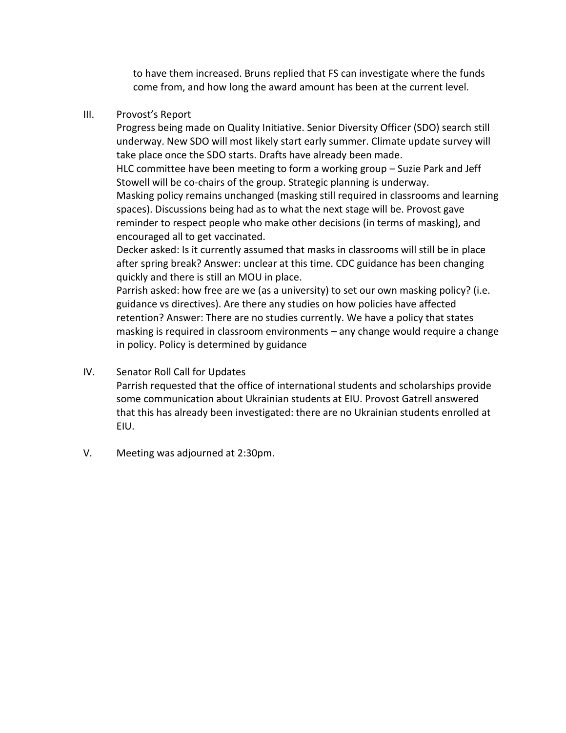to have them increased. Bruns replied that FS can investigate where the funds come from, and how long the award amount has been at the current level.

III. Provost's Report

Progress being made on Quality Initiative. Senior Diversity Officer (SDO) search still underway. New SDO will most likely start early summer. Climate update survey will take place once the SDO starts. Drafts have already been made.

HLC committee have been meeting to form a working group – Suzie Park and Jeff Stowell will be co-chairs of the group. Strategic planning is underway.

Masking policy remains unchanged (masking still required in classrooms and learning spaces). Discussions being had as to what the next stage will be. Provost gave reminder to respect people who make other decisions (in terms of masking), and encouraged all to get vaccinated.

Decker asked: Is it currently assumed that masks in classrooms will still be in place after spring break? Answer: unclear at this time. CDC guidance has been changing quickly and there is still an MOU in place.

Parrish asked: how free are we (as a university) to set our own masking policy? (i.e. guidance vs directives). Are there any studies on how policies have affected retention? Answer: There are no studies currently. We have a policy that states masking is required in classroom environments – any change would require a change in policy. Policy is determined by guidance

IV. Senator Roll Call for Updates

Parrish requested that the office of international students and scholarships provide some communication about Ukrainian students at EIU. Provost Gatrell answered that this has already been investigated: there are no Ukrainian students enrolled at EIU.

V. Meeting was adjourned at 2:30pm.